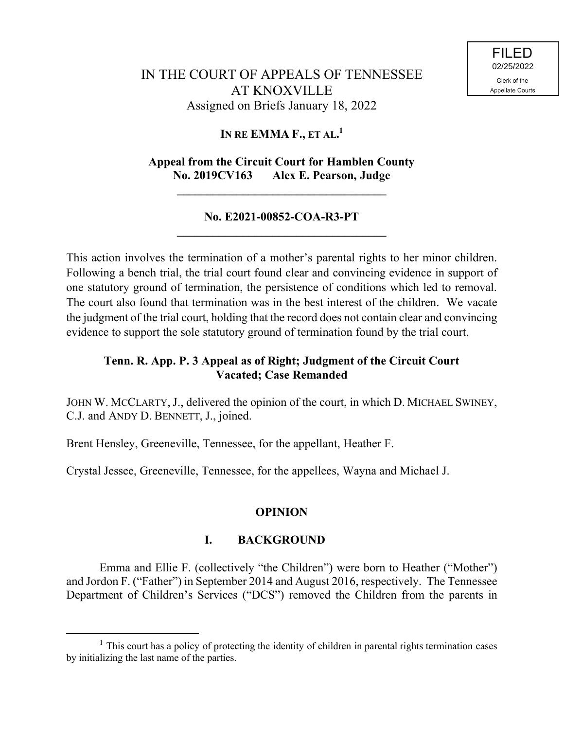FILED
02/25/2022
Clerk of the
Appellate Courts

IN THE COURT OF APPEALS OF TENNESSEE
AT KNOXVILLE
Assigned on Briefs January 18, 2022

**IN RE EMMA F., ET AL.**[1]

**Appeal from the Circuit Court for Hamblen County**
**No. 2019CV163 Alex E. Pearson, Judge**

---

**No. E2021-00852-COA-R3-PT**

---

This action involves the termination of a mother's parental rights to her minor children. Following a bench trial, the trial court found clear and convincing evidence in support of one statutory ground of termination, the persistence of conditions which led to removal. The court also found that termination was in the best interest of the children. We vacate the judgment of the trial court, holding that the record does not contain clear and convincing evidence to support the sole statutory ground of termination found by the trial court.

**Tenn. R. App. P. 3 Appeal as of Right; Judgment of the Circuit Court Vacated; Case Remanded**

JOHN W. MCCLARTY, J., delivered the opinion of the court, in which D. MICHAEL SWINEY, C.J. and ANDY D. BENNETT, J., joined.

Brent Hensley, Greeneville, Tennessee, for the appellant, Heather F.

Crystal Jessee, Greeneville, Tennessee, for the appellees, Wayna and Michael J.

## OPINION

### I. BACKGROUND

Emma and Ellie F. (collectively "the Children") were born to Heather ("Mother") and Jordon F. ("Father") in September 2014 and August 2016, respectively. The Tennessee Department of Children's Services ("DCS") removed the Children from the parents in

---

[1] This court has a policy of protecting the identity of children in parental rights termination cases by initializing the last name of the parties.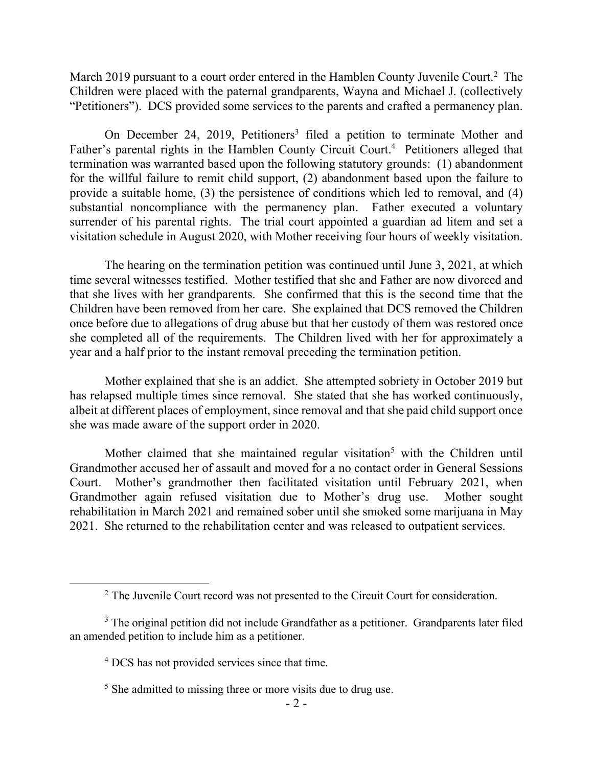March 2019 pursuant to a court order entered in the Hamblen County Juvenile Court.[2] The Children were placed with the paternal grandparents, Wayna and Michael J. (collectively "Petitioners"). DCS provided some services to the parents and crafted a permanency plan.

On December 24, 2019, Petitioners[3] filed a petition to terminate Mother and Father's parental rights in the Hamblen County Circuit Court.[4] Petitioners alleged that termination was warranted based upon the following statutory grounds: (1) abandonment for the willful failure to remit child support, (2) abandonment based upon the failure to provide a suitable home, (3) the persistence of conditions which led to removal, and (4) substantial noncompliance with the permanency plan. Father executed a voluntary surrender of his parental rights. The trial court appointed a guardian ad litem and set a visitation schedule in August 2020, with Mother receiving four hours of weekly visitation.

The hearing on the termination petition was continued until June 3, 2021, at which time several witnesses testified. Mother testified that she and Father are now divorced and that she lives with her grandparents. She confirmed that this is the second time that the Children have been removed from her care. She explained that DCS removed the Children once before due to allegations of drug abuse but that her custody of them was restored once she completed all of the requirements. The Children lived with her for approximately a year and a half prior to the instant removal preceding the termination petition.

Mother explained that she is an addict. She attempted sobriety in October 2019 but has relapsed multiple times since removal. She stated that she has worked continuously, albeit at different places of employment, since removal and that she paid child support once she was made aware of the support order in 2020.

Mother claimed that she maintained regular visitation[5] with the Children until Grandmother accused her of assault and moved for a no contact order in General Sessions Court. Mother's grandmother then facilitated visitation until February 2021, when Grandmother again refused visitation due to Mother's drug use. Mother sought rehabilitation in March 2021 and remained sober until she smoked some marijuana in May 2021. She returned to the rehabilitation center and was released to outpatient services.

---

[2] The Juvenile Court record was not presented to the Circuit Court for consideration.

[3] The original petition did not include Grandfather as a petitioner. Grandparents later filed an amended petition to include him as a petitioner.

[4] DCS has not provided services since that time.

[5] She admitted to missing three or more visits due to drug use.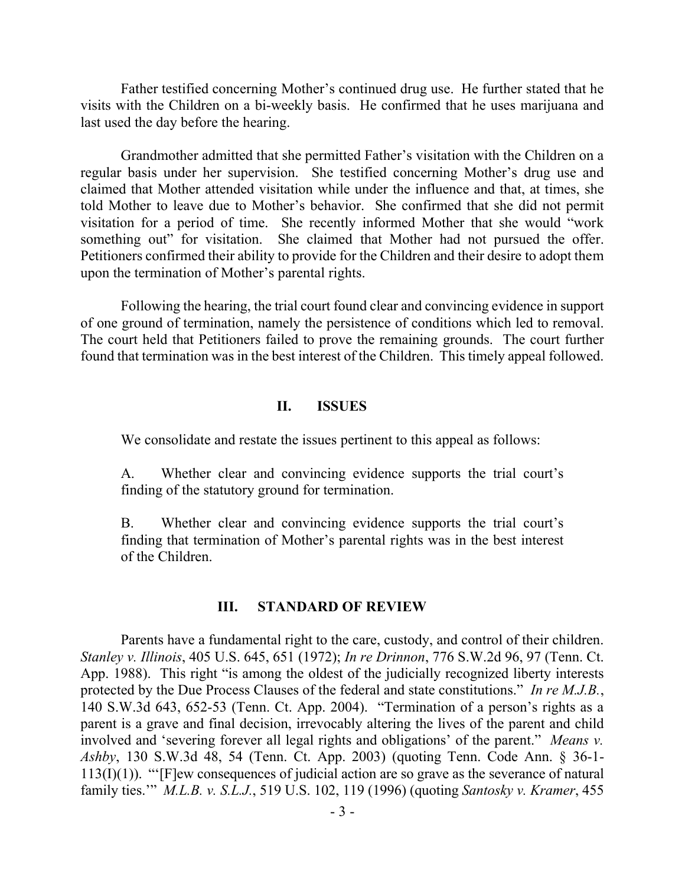Father testified concerning Mother's continued drug use. He further stated that he visits with the Children on a bi-weekly basis. He confirmed that he uses marijuana and last used the day before the hearing.

Grandmother admitted that she permitted Father's visitation with the Children on a regular basis under her supervision. She testified concerning Mother's drug use and claimed that Mother attended visitation while under the influence and that, at times, she told Mother to leave due to Mother's behavior. She confirmed that she did not permit visitation for a period of time. She recently informed Mother that she would "work something out" for visitation. She claimed that Mother had not pursued the offer. Petitioners confirmed their ability to provide for the Children and their desire to adopt them upon the termination of Mother's parental rights.

Following the hearing, the trial court found clear and convincing evidence in support of one ground of termination, namely the persistence of conditions which led to removal. The court held that Petitioners failed to prove the remaining grounds. The court further found that termination was in the best interest of the Children. This timely appeal followed.

## II. ISSUES

We consolidate and restate the issues pertinent to this appeal as follows:

> A. Whether clear and convincing evidence supports the trial court's finding of the statutory ground for termination.
>
> B. Whether clear and convincing evidence supports the trial court's finding that termination of Mother's parental rights was in the best interest of the Children.

## III. STANDARD OF REVIEW

Parents have a fundamental right to the care, custody, and control of their children. *Stanley v. Illinois*, 405 U.S. 645, 651 (1972); *In re Drinnon*, 776 S.W.2d 96, 97 (Tenn. Ct. App. 1988). This right "is among the oldest of the judicially recognized liberty interests protected by the Due Process Clauses of the federal and state constitutions." *In re M.J.B.*, 140 S.W.3d 643, 652-53 (Tenn. Ct. App. 2004). "Termination of a person's rights as a parent is a grave and final decision, irrevocably altering the lives of the parent and child involved and 'severing forever all legal rights and obligations' of the parent." *Means v. Ashby*, 130 S.W.3d 48, 54 (Tenn. Ct. App. 2003) (quoting Tenn. Code Ann. § 36-1-113(I)(1)). "'[F]ew consequences of judicial action are so grave as the severance of natural family ties.'" *M.L.B. v. S.L.J.*, 519 U.S. 102, 119 (1996) (quoting *Santosky v. Kramer*, 455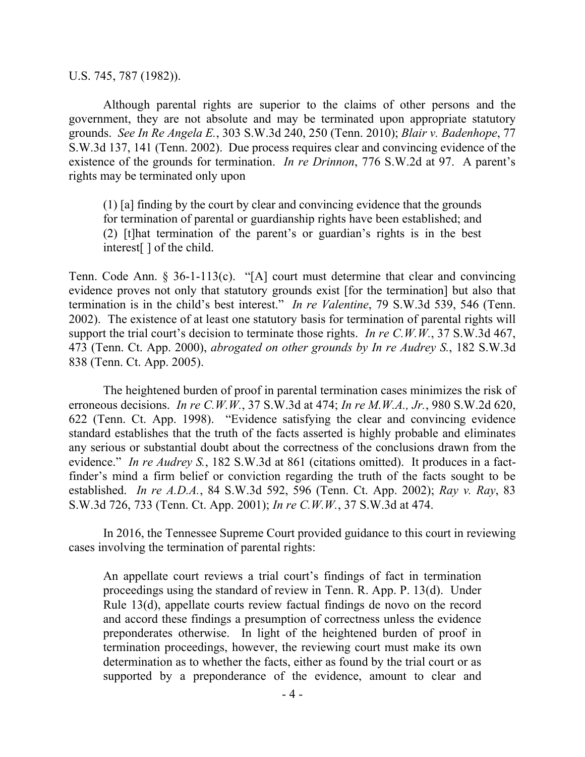U.S. 745, 787 (1982)).

Although parental rights are superior to the claims of other persons and the government, they are not absolute and may be terminated upon appropriate statutory grounds. *See In Re Angela E.*, 303 S.W.3d 240, 250 (Tenn. 2010); *Blair v. Badenhope*, 77 S.W.3d 137, 141 (Tenn. 2002). Due process requires clear and convincing evidence of the existence of the grounds for termination. *In re Drinnon*, 776 S.W.2d at 97. A parent's rights may be terminated only upon

> (1) [a] finding by the court by clear and convincing evidence that the grounds for termination of parental or guardianship rights have been established; and (2) [t]hat termination of the parent's or guardian's rights is in the best interest[ ] of the child.

Tenn. Code Ann. § 36-1-113(c). "[A] court must determine that clear and convincing evidence proves not only that statutory grounds exist [for the termination] but also that termination is in the child's best interest." *In re Valentine*, 79 S.W.3d 539, 546 (Tenn. 2002). The existence of at least one statutory basis for termination of parental rights will support the trial court's decision to terminate those rights. *In re C.W.W.*, 37 S.W.3d 467, 473 (Tenn. Ct. App. 2000), *abrogated on other grounds by In re Audrey S.*, 182 S.W.3d 838 (Tenn. Ct. App. 2005).

The heightened burden of proof in parental termination cases minimizes the risk of erroneous decisions. *In re C.W.W.*, 37 S.W.3d at 474; *In re M.W.A., Jr.*, 980 S.W.2d 620, 622 (Tenn. Ct. App. 1998). "Evidence satisfying the clear and convincing evidence standard establishes that the truth of the facts asserted is highly probable and eliminates any serious or substantial doubt about the correctness of the conclusions drawn from the evidence." *In re Audrey S.*, 182 S.W.3d at 861 (citations omitted). It produces in a fact-finder's mind a firm belief or conviction regarding the truth of the facts sought to be established. *In re A.D.A.*, 84 S.W.3d 592, 596 (Tenn. Ct. App. 2002); *Ray v. Ray*, 83 S.W.3d 726, 733 (Tenn. Ct. App. 2001); *In re C.W.W.*, 37 S.W.3d at 474.

In 2016, the Tennessee Supreme Court provided guidance to this court in reviewing cases involving the termination of parental rights:

> An appellate court reviews a trial court's findings of fact in termination proceedings using the standard of review in Tenn. R. App. P. 13(d). Under Rule 13(d), appellate courts review factual findings de novo on the record and accord these findings a presumption of correctness unless the evidence preponderates otherwise. In light of the heightened burden of proof in termination proceedings, however, the reviewing court must make its own determination as to whether the facts, either as found by the trial court or as supported by a preponderance of the evidence, amount to clear and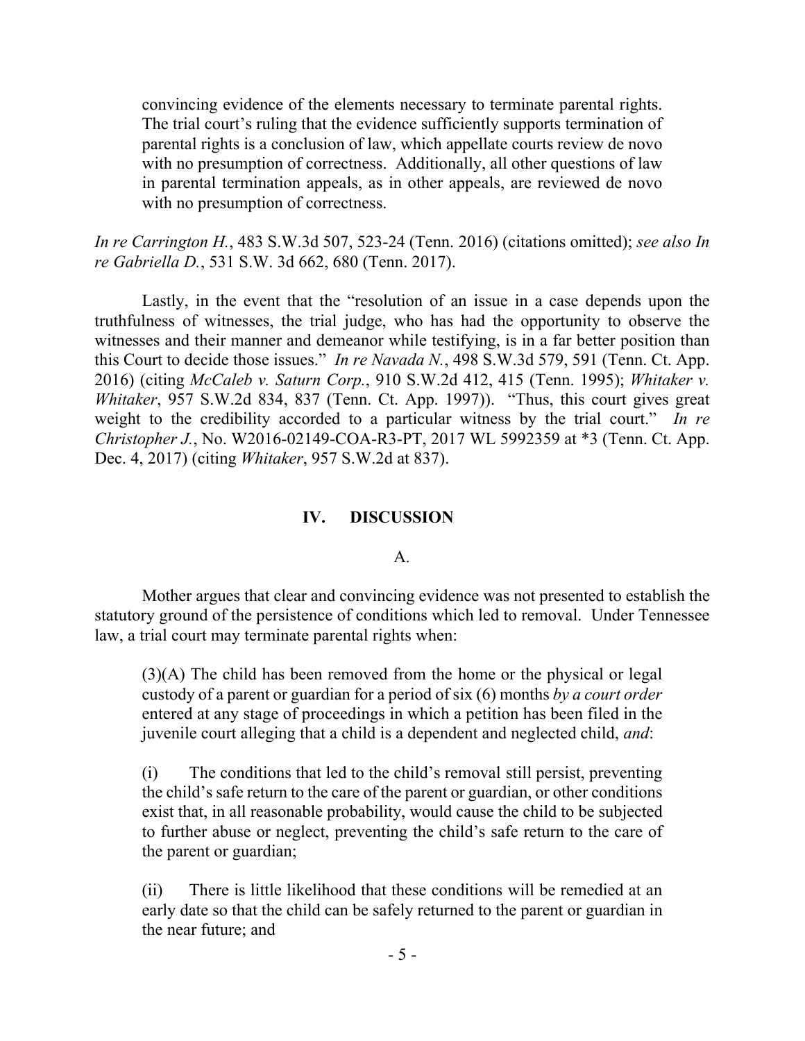> convincing evidence of the elements necessary to terminate parental rights. The trial court's ruling that the evidence sufficiently supports termination of parental rights is a conclusion of law, which appellate courts review de novo with no presumption of correctness. Additionally, all other questions of law in parental termination appeals, as in other appeals, are reviewed de novo with no presumption of correctness.

*In re Carrington H.*, 483 S.W.3d 507, 523-24 (Tenn. 2016) (citations omitted); *see also In re Gabriella D.*, 531 S.W. 3d 662, 680 (Tenn. 2017).

Lastly, in the event that the "resolution of an issue in a case depends upon the truthfulness of witnesses, the trial judge, who has had the opportunity to observe the witnesses and their manner and demeanor while testifying, is in a far better position than this Court to decide those issues." *In re Navada N.*, 498 S.W.3d 579, 591 (Tenn. Ct. App. 2016) (citing *McCaleb v. Saturn Corp.*, 910 S.W.2d 412, 415 (Tenn. 1995); *Whitaker v. Whitaker*, 957 S.W.2d 834, 837 (Tenn. Ct. App. 1997)). "Thus, this court gives great weight to the credibility accorded to a particular witness by the trial court." *In re Christopher J.*, No. W2016-02149-COA-R3-PT, 2017 WL 5992359 at *3 (Tenn. Ct. App. Dec. 4, 2017) (citing *Whitaker*, 957 S.W.2d at 837).

## IV. DISCUSSION

### A.

Mother argues that clear and convincing evidence was not presented to establish the statutory ground of the persistence of conditions which led to removal. Under Tennessee law, a trial court may terminate parental rights when:

> (3)(A) The child has been removed from the home or the physical or legal custody of a parent or guardian for a period of six (6) months *by a court order* entered at any stage of proceedings in which a petition has been filed in the juvenile court alleging that a child is a dependent and neglected child, *and*:
>
> (i) The conditions that led to the child's removal still persist, preventing the child's safe return to the care of the parent or guardian, or other conditions exist that, in all reasonable probability, would cause the child to be subjected to further abuse or neglect, preventing the child's safe return to the care of the parent or guardian;
>
> (ii) There is little likelihood that these conditions will be remedied at an early date so that the child can be safely returned to the parent or guardian in the near future; and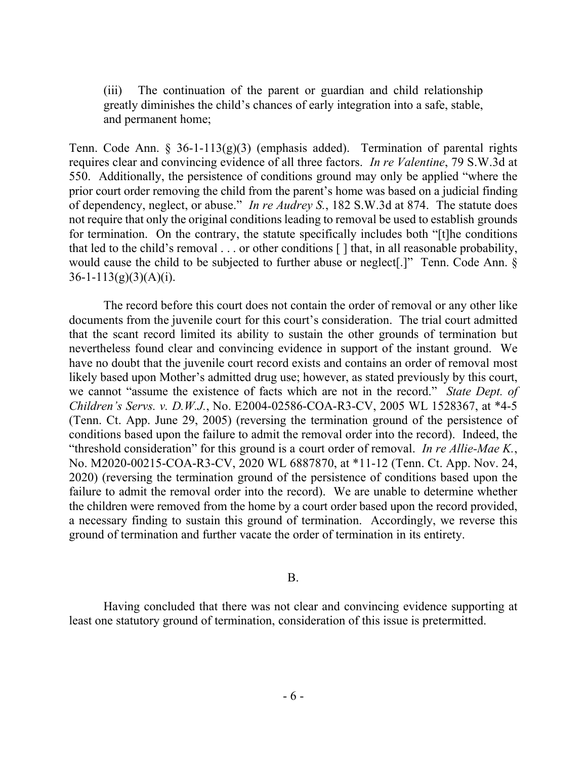> (iii) The continuation of the parent or guardian and child relationship greatly diminishes the child's chances of early integration into a safe, stable, and permanent home;

Tenn. Code Ann. § 36-1-113(g)(3) (emphasis added). Termination of parental rights requires clear and convincing evidence of all three factors. *In re Valentine*, 79 S.W.3d at 550. Additionally, the persistence of conditions ground may only be applied "where the prior court order removing the child from the parent's home was based on a judicial finding of dependency, neglect, or abuse." *In re Audrey S.*, 182 S.W.3d at 874. The statute does not require that only the original conditions leading to removal be used to establish grounds for termination. On the contrary, the statute specifically includes both "[t]he conditions that led to the child's removal . . . or other conditions [ ] that, in all reasonable probability, would cause the child to be subjected to further abuse or neglect[.]" Tenn. Code Ann. § 36-1-113(g)(3)(A)(i).

The record before this court does not contain the order of removal or any other like documents from the juvenile court for this court's consideration. The trial court admitted that the scant record limited its ability to sustain the other grounds of termination but nevertheless found clear and convincing evidence in support of the instant ground. We have no doubt that the juvenile court record exists and contains an order of removal most likely based upon Mother's admitted drug use; however, as stated previously by this court, we cannot "assume the existence of facts which are not in the record." *State Dept. of Children's Servs. v. D.W.J.*, No. E2004-02586-COA-R3-CV, 2005 WL 1528367, at *4-5 (Tenn. Ct. App. June 29, 2005) (reversing the termination ground of the persistence of conditions based upon the failure to admit the removal order into the record). Indeed, the "threshold consideration" for this ground is a court order of removal. *In re Allie-Mae K.*, No. M2020-00215-COA-R3-CV, 2020 WL 6887870, at *11-12 (Tenn. Ct. App. Nov. 24, 2020) (reversing the termination ground of the persistence of conditions based upon the failure to admit the removal order into the record). We are unable to determine whether the children were removed from the home by a court order based upon the record provided, a necessary finding to sustain this ground of termination. Accordingly, we reverse this ground of termination and further vacate the order of termination in its entirety.

## B.

Having concluded that there was not clear and convincing evidence supporting at least one statutory ground of termination, consideration of this issue is pretermitted.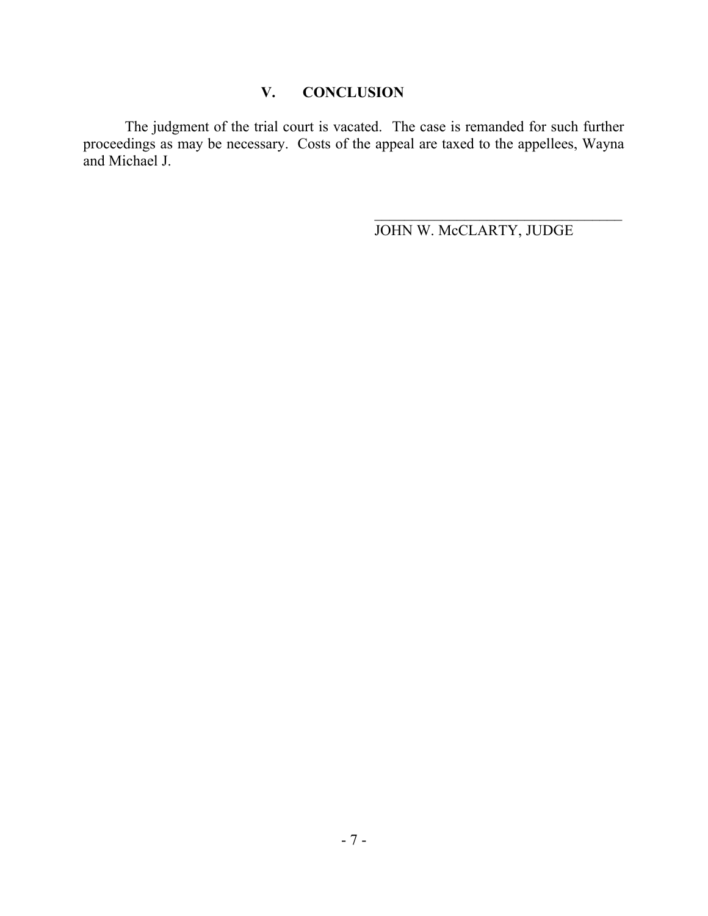## V. CONCLUSION

The judgment of the trial court is vacated. The case is remanded for such further proceedings as may be necessary. Costs of the appeal are taxed to the appellees, Wayna and Michael J.

\_\_\_\_\_\_\_\_\_\_\_\_\_\_\_\_\_\_\_\_\_\_\_\_\_\_\_\_\_\_\_\_\_\_

JOHN W. McCLARTY, JUDGE